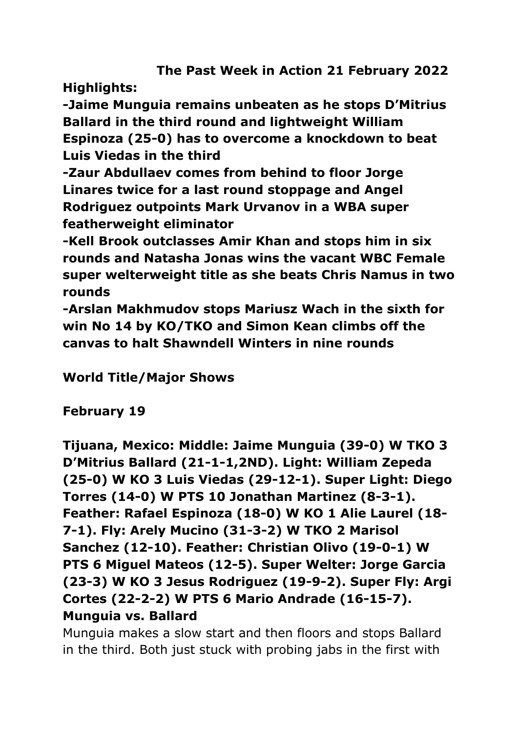# The Past Week in Action 21 February 2022

**Highlights:**

**-Jaime Munguia remains unbeaten as he stops D'Mitrius Ballard in the third round and lightweight William Espinoza (25-0) has to overcome a knockdown to beat Luis Viedas in the third**

**-Zaur Abdullaev comes from behind to floor Jorge Linares twice for a last round stoppage and Angel Rodriguez outpoints Mark Urvanov in a WBA super featherweight eliminator**

**-Kell Brook outclasses Amir Khan and stops him in six rounds and Natasha Jonas wins the vacant WBC Female super welterweight title as she beats Chris Namus in two rounds**

**-Arslan Makhmudov stops Mariusz Wach in the sixth for win No 14 by KO/TKO and Simon Kean climbs off the canvas to halt Shawndell Winters in nine rounds**

## World Title/Major Shows

### February 19

**Tijuana, Mexico: Middle: Jaime Munguia (39-0) W TKO 3 D'Mitrius Ballard (21-1-1,2ND). Light: William Zepeda (25-0) W KO 3 Luis Viedas (29-12-1). Super Light: Diego Torres (14-0) W PTS 10 Jonathan Martinez (8-3-1). Feather: Rafael Espinoza (18-0) W KO 1 Alie Laurel (18-7-1). Fly: Arely Mucino (31-3-2) W TKO 2 Marisol Sanchez (12-10). Feather: Christian Olivo (19-0-1) W PTS 6 Miguel Mateos (12-5). Super Welter: Jorge Garcia (23-3) W KO 3 Jesus Rodriguez (19-9-2). Super Fly: Argi Cortes (22-2-2) W PTS 6 Mario Andrade (16-15-7).**

**Munguia vs. Ballard**

Munguia makes a slow start and then floors and stops Ballard in the third. Both just stuck with probing jabs in the first with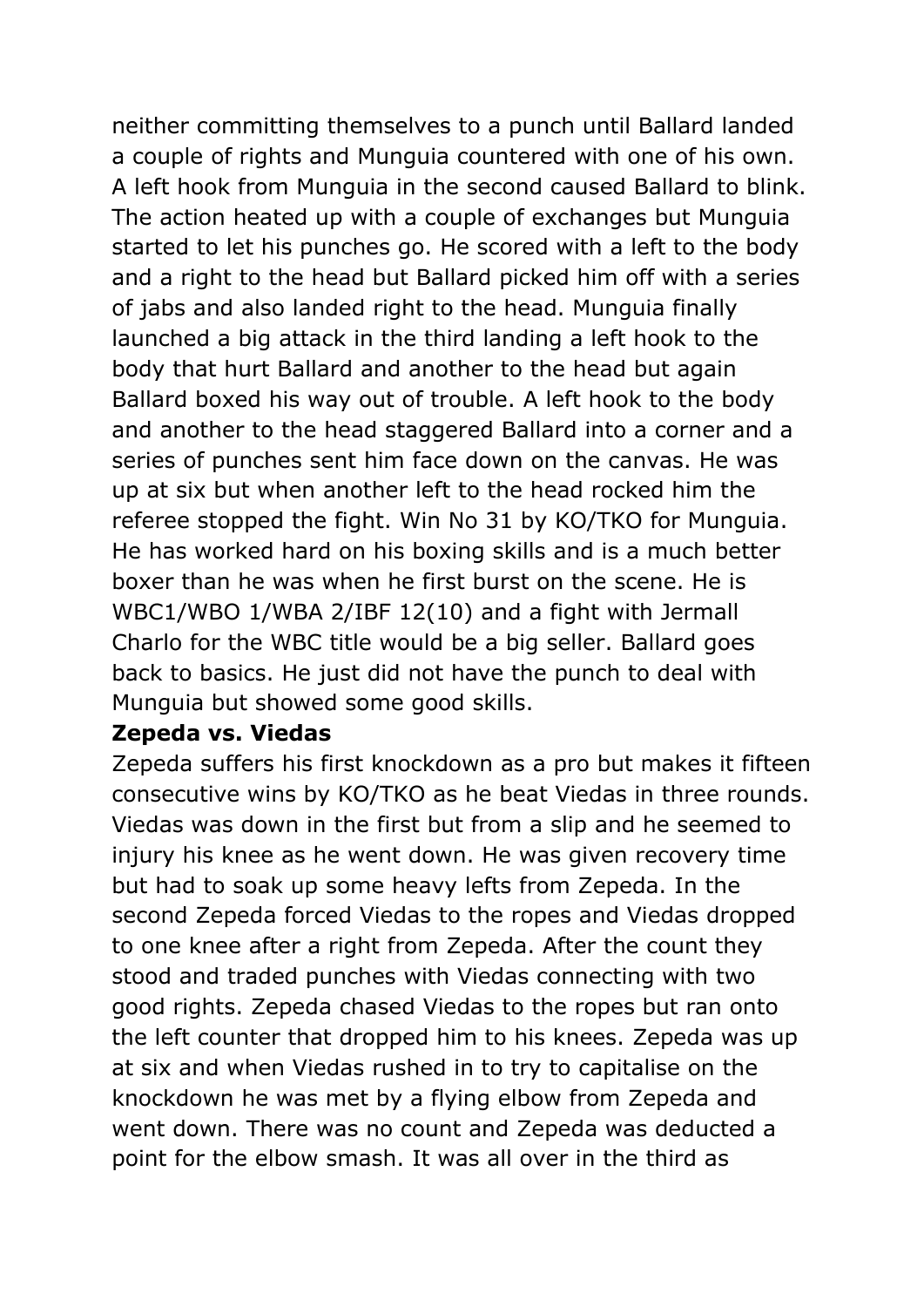neither committing themselves to a punch until Ballard landed a couple of rights and Munguia countered with one of his own. A left hook from Munguia in the second caused Ballard to blink. The action heated up with a couple of exchanges but Munguia started to let his punches go. He scored with a left to the body and a right to the head but Ballard picked him off with a series of jabs and also landed right to the head. Munguia finally launched a big attack in the third landing a left hook to the body that hurt Ballard and another to the head but again Ballard boxed his way out of trouble. A left hook to the body and another to the head staggered Ballard into a corner and a series of punches sent him face down on the canvas. He was up at six but when another left to the head rocked him the referee stopped the fight. Win No 31 by KO/TKO for Munguia. He has worked hard on his boxing skills and is a much better boxer than he was when he first burst on the scene. He is WBC1/WBO 1/WBA 2/IBF 12(10) and a fight with Jermall Charlo for the WBC title would be a big seller. Ballard goes back to basics. He just did not have the punch to deal with Munguia but showed some good skills.

**Zepeda vs. Viedas**

Zepeda suffers his first knockdown as a pro but makes it fifteen consecutive wins by KO/TKO as he beat Viedas in three rounds. Viedas was down in the first but from a slip and he seemed to injury his knee as he went down. He was given recovery time but had to soak up some heavy lefts from Zepeda. In the second Zepeda forced Viedas to the ropes and Viedas dropped to one knee after a right from Zepeda. After the count they stood and traded punches with Viedas connecting with two good rights. Zepeda chased Viedas to the ropes but ran onto the left counter that dropped him to his knees. Zepeda was up at six and when Viedas rushed in to try to capitalise on the knockdown he was met by a flying elbow from Zepeda and went down. There was no count and Zepeda was deducted a point for the elbow smash. It was all over in the third as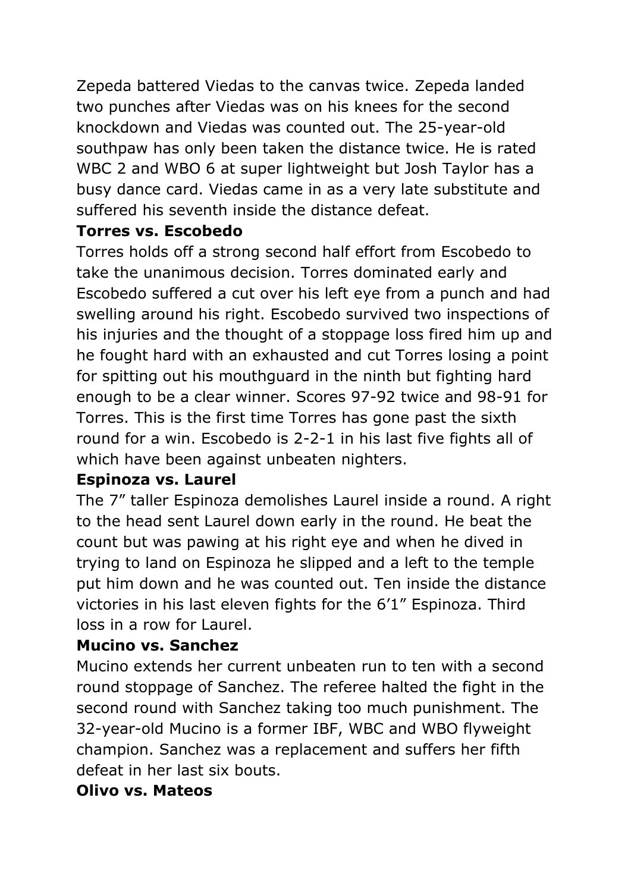Zepeda battered Viedas to the canvas twice. Zepeda landed two punches after Viedas was on his knees for the second knockdown and Viedas was counted out. The 25-year-old southpaw has only been taken the distance twice. He is rated WBC 2 and WBO 6 at super lightweight but Josh Taylor has a busy dance card. Viedas came in as a very late substitute and suffered his seventh inside the distance defeat.

**Torres vs. Escobedo**

Torres holds off a strong second half effort from Escobedo to take the unanimous decision. Torres dominated early and Escobedo suffered a cut over his left eye from a punch and had swelling around his right. Escobedo survived two inspections of his injuries and the thought of a stoppage loss fired him up and he fought hard with an exhausted and cut Torres losing a point for spitting out his mouthguard in the ninth but fighting hard enough to be a clear winner. Scores 97-92 twice and 98-91 for Torres. This is the first time Torres has gone past the sixth round for a win. Escobedo is 2-2-1 in his last five fights all of which have been against unbeaten nighters.

**Espinoza vs. Laurel**

The 7" taller Espinoza demolishes Laurel inside a round. A right to the head sent Laurel down early in the round. He beat the count but was pawing at his right eye and when he dived in trying to land on Espinoza he slipped and a left to the temple put him down and he was counted out. Ten inside the distance victories in his last eleven fights for the 6'1" Espinoza. Third loss in a row for Laurel.

**Mucino vs. Sanchez**

Mucino extends her current unbeaten run to ten with a second round stoppage of Sanchez. The referee halted the fight in the second round with Sanchez taking too much punishment. The 32-year-old Mucino is a former IBF, WBC and WBO flyweight champion. Sanchez was a replacement and suffers her fifth defeat in her last six bouts.

**Olivo vs. Mateos**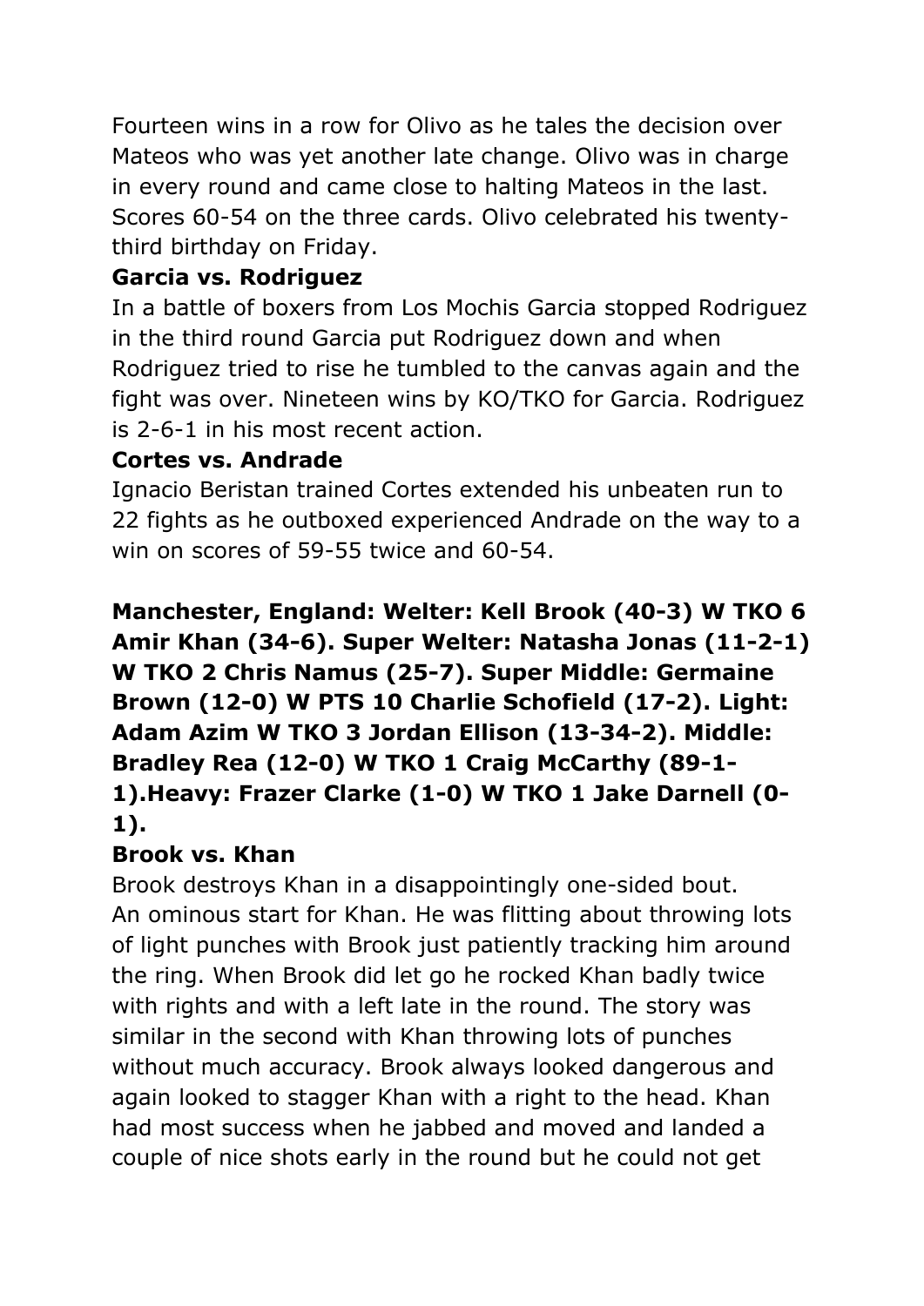Fourteen wins in a row for Olivo as he tales the decision over Mateos who was yet another late change. Olivo was in charge in every round and came close to halting Mateos in the last. Scores 60-54 on the three cards. Olivo celebrated his twenty-third birthday on Friday.

**Garcia vs. Rodriguez**

In a battle of boxers from Los Mochis Garcia stopped Rodriguez in the third round Garcia put Rodriguez down and when Rodriguez tried to rise he tumbled to the canvas again and the fight was over. Nineteen wins by KO/TKO for Garcia. Rodriguez is 2-6-1 in his most recent action.

**Cortes vs. Andrade**

Ignacio Beristan trained Cortes extended his unbeaten run to 22 fights as he outboxed experienced Andrade on the way to a win on scores of 59-55 twice and 60-54.

**Manchester, England: Welter: Kell Brook (40-3) W TKO 6 Amir Khan (34-6). Super Welter: Natasha Jonas (11-2-1) W TKO 2 Chris Namus (25-7). Super Middle: Germaine Brown (12-0) W PTS 10 Charlie Schofield (17-2). Light: Adam Azim W TKO 3 Jordan Ellison (13-34-2). Middle: Bradley Rea (12-0) W TKO 1 Craig McCarthy (89-1-1).Heavy: Frazer Clarke (1-0) W TKO 1 Jake Darnell (0-1).**

**Brook vs. Khan**

Brook destroys Khan in a disappointingly one-sided bout. An ominous start for Khan. He was flitting about throwing lots of light punches with Brook just patiently tracking him around the ring. When Brook did let go he rocked Khan badly twice with rights and with a left late in the round. The story was similar in the second with Khan throwing lots of punches without much accuracy. Brook always looked dangerous and again looked to stagger Khan with a right to the head. Khan had most success when he jabbed and moved and landed a couple of nice shots early in the round but he could not get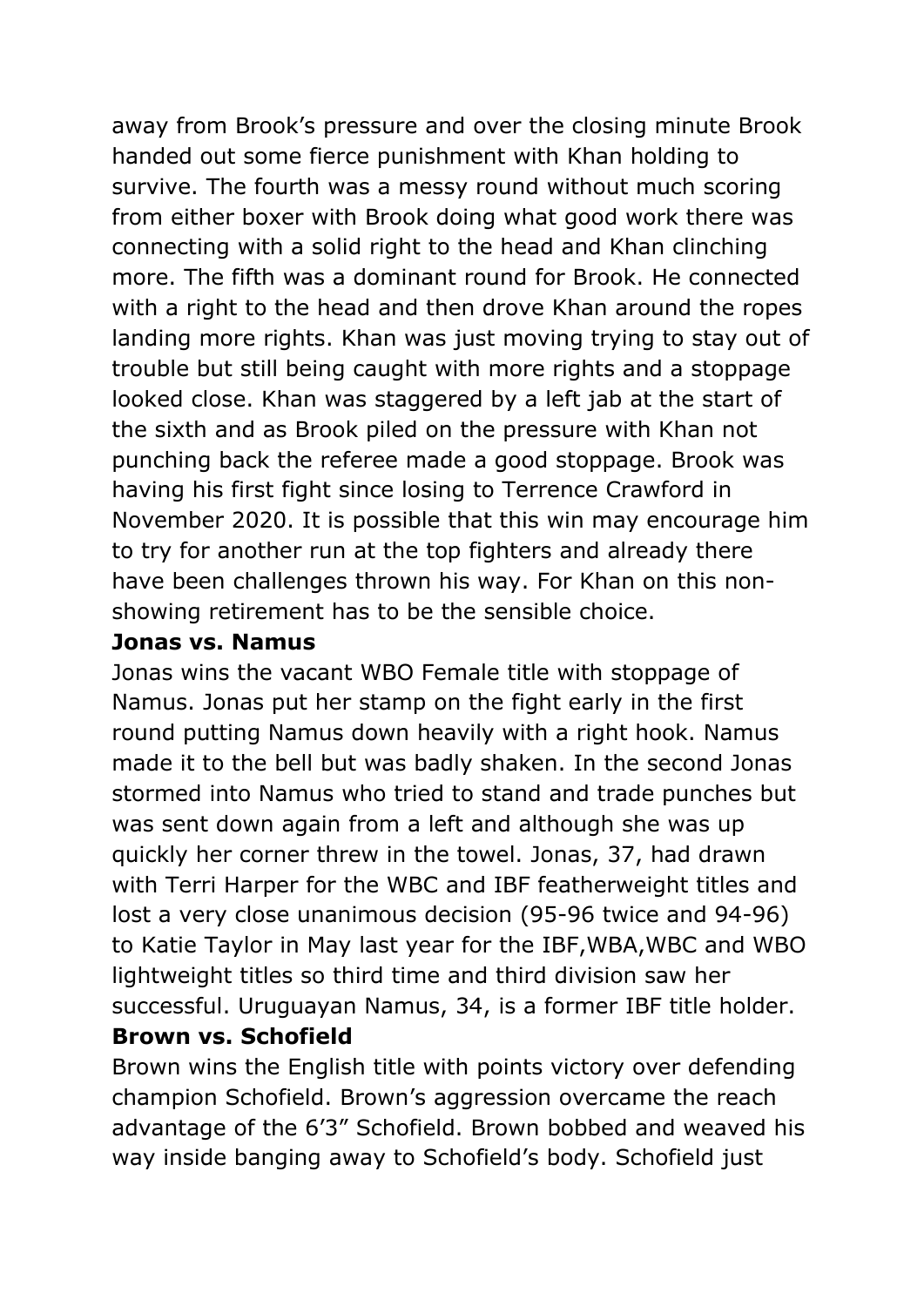away from Brook's pressure and over the closing minute Brook handed out some fierce punishment with Khan holding to survive. The fourth was a messy round without much scoring from either boxer with Brook doing what good work there was connecting with a solid right to the head and Khan clinching more. The fifth was a dominant round for Brook. He connected with a right to the head and then drove Khan around the ropes landing more rights. Khan was just moving trying to stay out of trouble but still being caught with more rights and a stoppage looked close. Khan was staggered by a left jab at the start of the sixth and as Brook piled on the pressure with Khan not punching back the referee made a good stoppage. Brook was having his first fight since losing to Terrence Crawford in November 2020. It is possible that this win may encourage him to try for another run at the top fighters and already there have been challenges thrown his way. For Khan on this non-showing retirement has to be the sensible choice.

**Jonas vs. Namus**

Jonas wins the vacant WBO Female title with stoppage of Namus. Jonas put her stamp on the fight early in the first round putting Namus down heavily with a right hook. Namus made it to the bell but was badly shaken. In the second Jonas stormed into Namus who tried to stand and trade punches but was sent down again from a left and although she was up quickly her corner threw in the towel. Jonas, 37, had drawn with Terri Harper for the WBC and IBF featherweight titles and lost a very close unanimous decision (95-96 twice and 94-96) to Katie Taylor in May last year for the IBF,WBA,WBC and WBO lightweight titles so third time and third division saw her successful. Uruguayan Namus, 34, is a former IBF title holder.

**Brown vs. Schofield**

Brown wins the English title with points victory over defending champion Schofield. Brown's aggression overcame the reach advantage of the 6'3" Schofield. Brown bobbed and weaved his way inside banging away to Schofield's body. Schofield just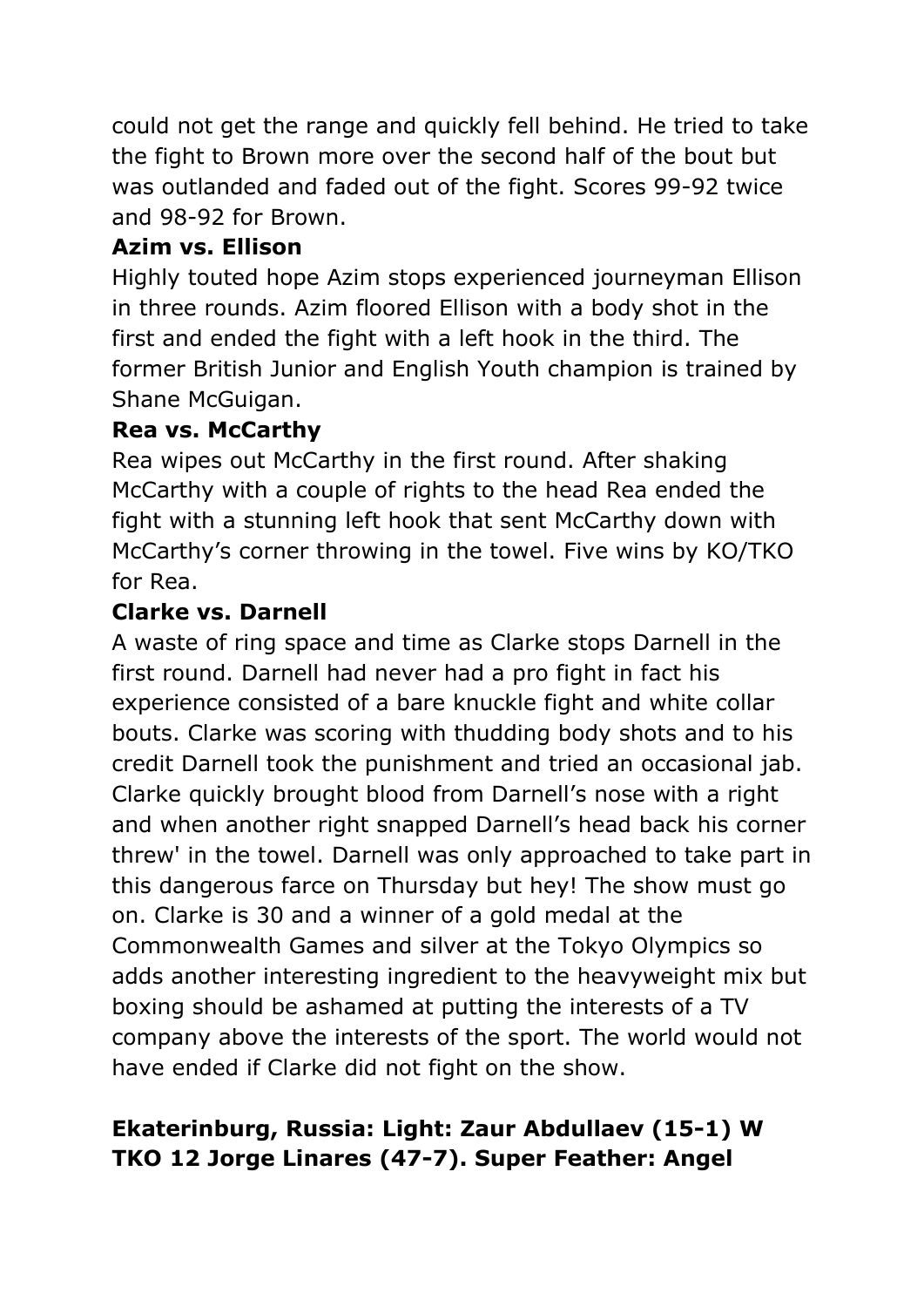could not get the range and quickly fell behind. He tried to take the fight to Brown more over the second half of the bout but was outlanded and faded out of the fight. Scores 99-92 twice and 98-92 for Brown.

**Azim vs. Ellison**

Highly touted hope Azim stops experienced journeyman Ellison in three rounds. Azim floored Ellison with a body shot in the first and ended the fight with a left hook in the third. The former British Junior and English Youth champion is trained by Shane McGuigan.

**Rea vs. McCarthy**

Rea wipes out McCarthy in the first round. After shaking McCarthy with a couple of rights to the head Rea ended the fight with a stunning left hook that sent McCarthy down with McCarthy's corner throwing in the towel. Five wins by KO/TKO for Rea.

**Clarke vs. Darnell**

A waste of ring space and time as Clarke stops Darnell in the first round. Darnell had never had a pro fight in fact his experience consisted of a bare knuckle fight and white collar bouts. Clarke was scoring with thudding body shots and to his credit Darnell took the punishment and tried an occasional jab. Clarke quickly brought blood from Darnell's nose with a right and when another right snapped Darnell's head back his corner threw' in the towel. Darnell was only approached to take part in this dangerous farce on Thursday but hey! The show must go on. Clarke is 30 and a winner of a gold medal at the Commonwealth Games and silver at the Tokyo Olympics so adds another interesting ingredient to the heavyweight mix but boxing should be ashamed at putting the interests of a TV company above the interests of the sport. The world would not have ended if Clarke did not fight on the show.

**Ekaterinburg, Russia: Light: Zaur Abdullaev (15-1) W TKO 12 Jorge Linares (47-7). Super Feather: Angel**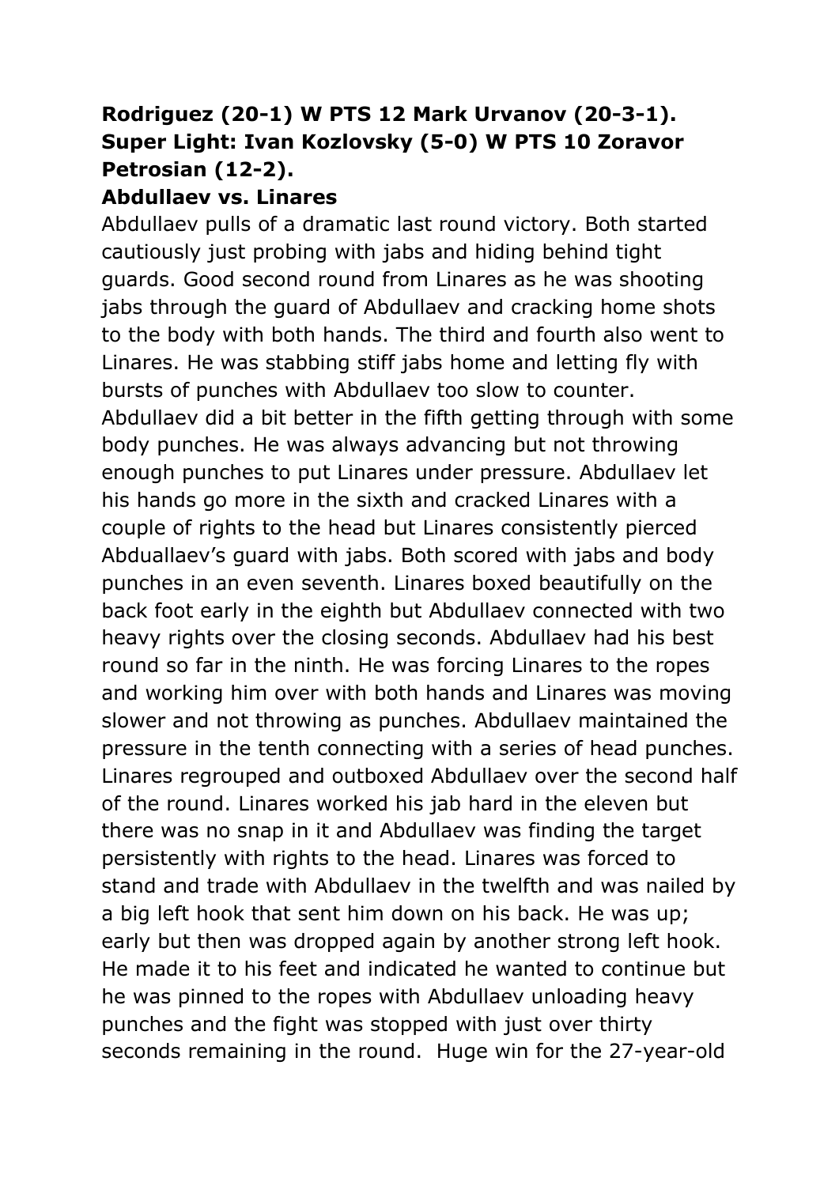**Rodriguez (20-1) W PTS 12 Mark Urvanov (20-3-1). Super Light: Ivan Kozlovsky (5-0) W PTS 10 Zoravor Petrosian (12-2).**

**Abdullaev vs. Linares**

Abdullaev pulls of a dramatic last round victory. Both started cautiously just probing with jabs and hiding behind tight guards. Good second round from Linares as he was shooting jabs through the guard of Abdullaev and cracking home shots to the body with both hands. The third and fourth also went to Linares. He was stabbing stiff jabs home and letting fly with bursts of punches with Abdullaev too slow to counter. Abdullaev did a bit better in the fifth getting through with some body punches. He was always advancing but not throwing enough punches to put Linares under pressure. Abdullaev let his hands go more in the sixth and cracked Linares with a couple of rights to the head but Linares consistently pierced Abduallaev's guard with jabs. Both scored with jabs and body punches in an even seventh. Linares boxed beautifully on the back foot early in the eighth but Abdullaev connected with two heavy rights over the closing seconds. Abdullaev had his best round so far in the ninth. He was forcing Linares to the ropes and working him over with both hands and Linares was moving slower and not throwing as punches. Abdullaev maintained the pressure in the tenth connecting with a series of head punches. Linares regrouped and outboxed Abdullaev over the second half of the round. Linares worked his jab hard in the eleven but there was no snap in it and Abdullaev was finding the target persistently with rights to the head. Linares was forced to stand and trade with Abdullaev in the twelfth and was nailed by a big left hook that sent him down on his back. He was up; early but then was dropped again by another strong left hook. He made it to his feet and indicated he wanted to continue but he was pinned to the ropes with Abdullaev unloading heavy punches and the fight was stopped with just over thirty seconds remaining in the round. Huge win for the 27-year-old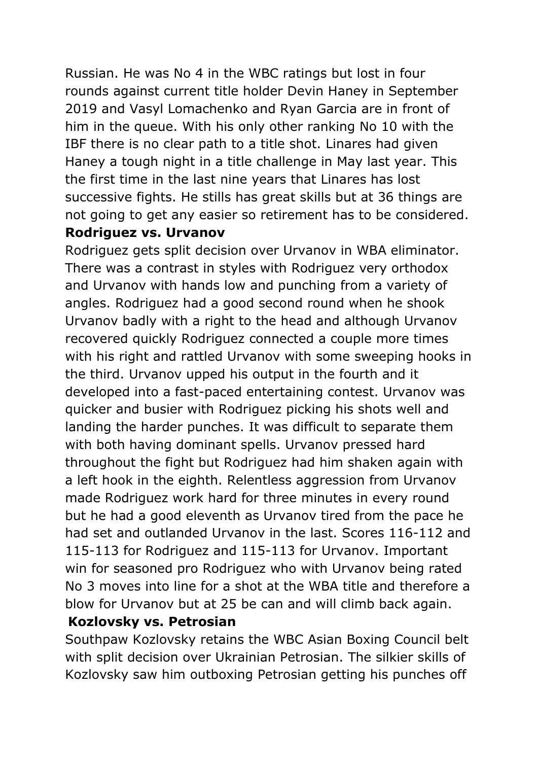Russian. He was No 4 in the WBC ratings but lost in four rounds against current title holder Devin Haney in September 2019 and Vasyl Lomachenko and Ryan Garcia are in front of him in the queue. With his only other ranking No 10 with the IBF there is no clear path to a title shot. Linares had given Haney a tough night in a title challenge in May last year. This the first time in the last nine years that Linares has lost successive fights. He stills has great skills but at 36 things are not going to get any easier so retirement has to be considered.

**Rodriguez vs. Urvanov**

Rodriguez gets split decision over Urvanov in WBA eliminator. There was a contrast in styles with Rodriguez very orthodox and Urvanov with hands low and punching from a variety of angles. Rodriguez had a good second round when he shook Urvanov badly with a right to the head and although Urvanov recovered quickly Rodriguez connected a couple more times with his right and rattled Urvanov with some sweeping hooks in the third. Urvanov upped his output in the fourth and it developed into a fast-paced entertaining contest. Urvanov was quicker and busier with Rodriguez picking his shots well and landing the harder punches. It was difficult to separate them with both having dominant spells. Urvanov pressed hard throughout the fight but Rodriguez had him shaken again with a left hook in the eighth. Relentless aggression from Urvanov made Rodriguez work hard for three minutes in every round but he had a good eleventh as Urvanov tired from the pace he had set and outlanded Urvanov in the last. Scores 116-112 and 115-113 for Rodriguez and 115-113 for Urvanov. Important win for seasoned pro Rodriguez who with Urvanov being rated No 3 moves into line for a shot at the WBA title and therefore a blow for Urvanov but at 25 be can and will climb back again.

**Kozlovsky vs. Petrosian**

Southpaw Kozlovsky retains the WBC Asian Boxing Council belt with split decision over Ukrainian Petrosian. The silkier skills of Kozlovsky saw him outboxing Petrosian getting his punches off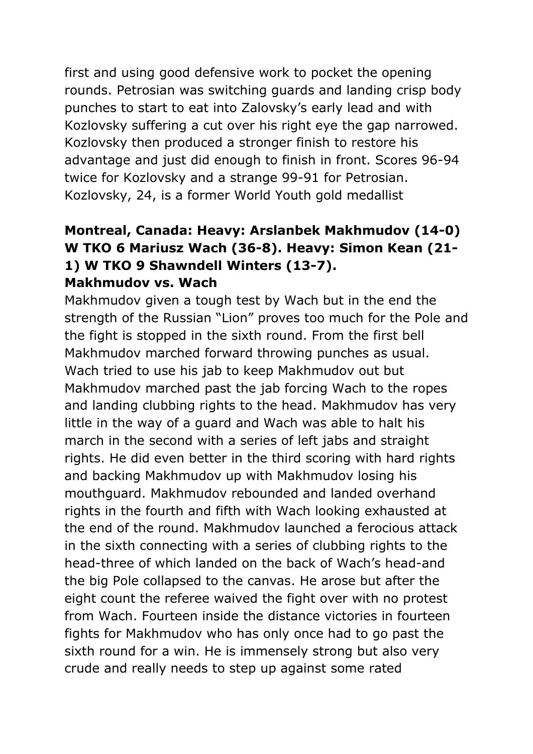first and using good defensive work to pocket the opening rounds. Petrosian was switching guards and landing crisp body punches to start to eat into Zalovsky's early lead and with Kozlovsky suffering a cut over his right eye the gap narrowed. Kozlovsky then produced a stronger finish to restore his advantage and just did enough to finish in front. Scores 96-94 twice for Kozlovsky and a strange 99-91 for Petrosian. Kozlovsky, 24, is a former World Youth gold medallist

**Montreal, Canada: Heavy: Arslanbek Makhmudov (14-0) W TKO 6 Mariusz Wach (36-8). Heavy: Simon Kean (21-1) W TKO 9 Shawndell Winters (13-7).**

**Makhmudov vs. Wach**

Makhmudov given a tough test by Wach but in the end the strength of the Russian "Lion" proves too much for the Pole and the fight is stopped in the sixth round. From the first bell Makhmudov marched forward throwing punches as usual. Wach tried to use his jab to keep Makhmudov out but Makhmudov marched past the jab forcing Wach to the ropes and landing clubbing rights to the head. Makhmudov has very little in the way of a guard and Wach was able to halt his march in the second with a series of left jabs and straight rights. He did even better in the third scoring with hard rights and backing Makhmudov up with Makhmudov losing his mouthguard. Makhmudov rebounded and landed overhand rights in the fourth and fifth with Wach looking exhausted at the end of the round. Makhmudov launched a ferocious attack in the sixth connecting with a series of clubbing rights to the head-three of which landed on the back of Wach's head-and the big Pole collapsed to the canvas. He arose but after the eight count the referee waived the fight over with no protest from Wach. Fourteen inside the distance victories in fourteen fights for Makhmudov who has only once had to go past the sixth round for a win. He is immensely strong but also very crude and really needs to step up against some rated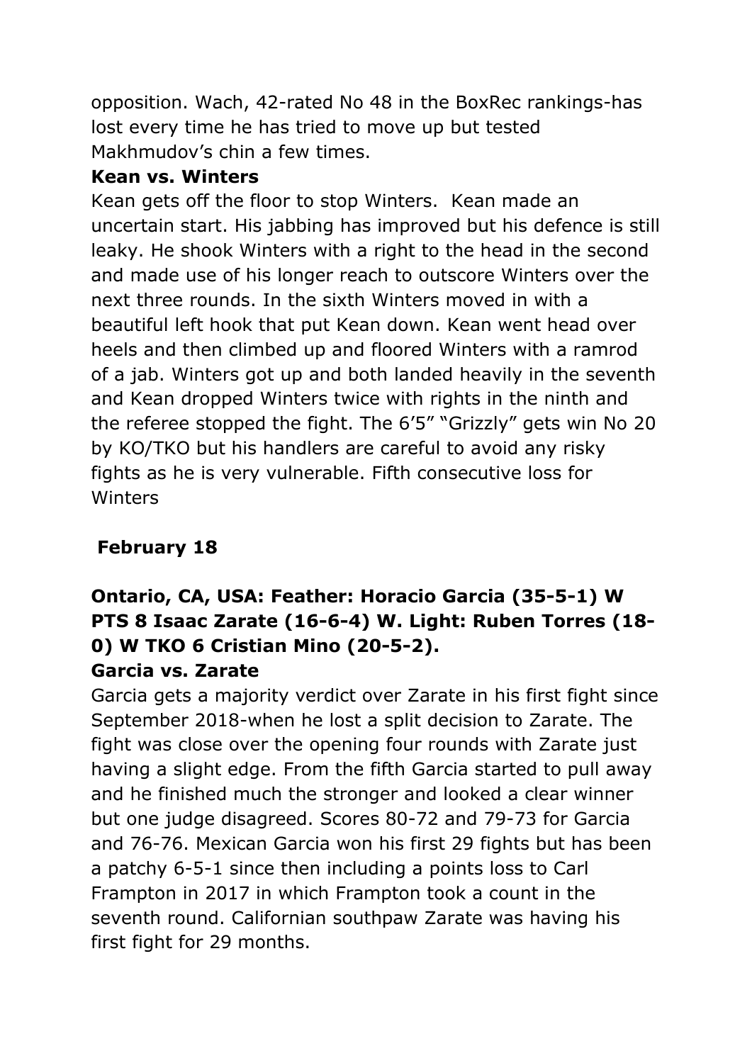opposition. Wach, 42-rated No 48 in the BoxRec rankings-has lost every time he has tried to move up but tested Makhmudov's chin a few times.

**Kean vs. Winters**

Kean gets off the floor to stop Winters. Kean made an uncertain start. His jabbing has improved but his defence is still leaky. He shook Winters with a right to the head in the second and made use of his longer reach to outscore Winters over the next three rounds. In the sixth Winters moved in with a beautiful left hook that put Kean down. Kean went head over heels and then climbed up and floored Winters with a ramrod of a jab. Winters got up and both landed heavily in the seventh and Kean dropped Winters twice with rights in the ninth and the referee stopped the fight. The 6'5" "Grizzly" gets win No 20 by KO/TKO but his handlers are careful to avoid any risky fights as he is very vulnerable. Fifth consecutive loss for Winters

## February 18

### Ontario, CA, USA: Feather: Horacio Garcia (35-5-1) W PTS 8 Isaac Zarate (16-6-4) W. Light: Ruben Torres (18-0) W TKO 6 Cristian Mino (20-5-2).

**Garcia vs. Zarate**

Garcia gets a majority verdict over Zarate in his first fight since September 2018-when he lost a split decision to Zarate. The fight was close over the opening four rounds with Zarate just having a slight edge. From the fifth Garcia started to pull away and he finished much the stronger and looked a clear winner but one judge disagreed. Scores 80-72 and 79-73 for Garcia and 76-76. Mexican Garcia won his first 29 fights but has been a patchy 6-5-1 since then including a points loss to Carl Frampton in 2017 in which Frampton took a count in the seventh round. Californian southpaw Zarate was having his first fight for 29 months.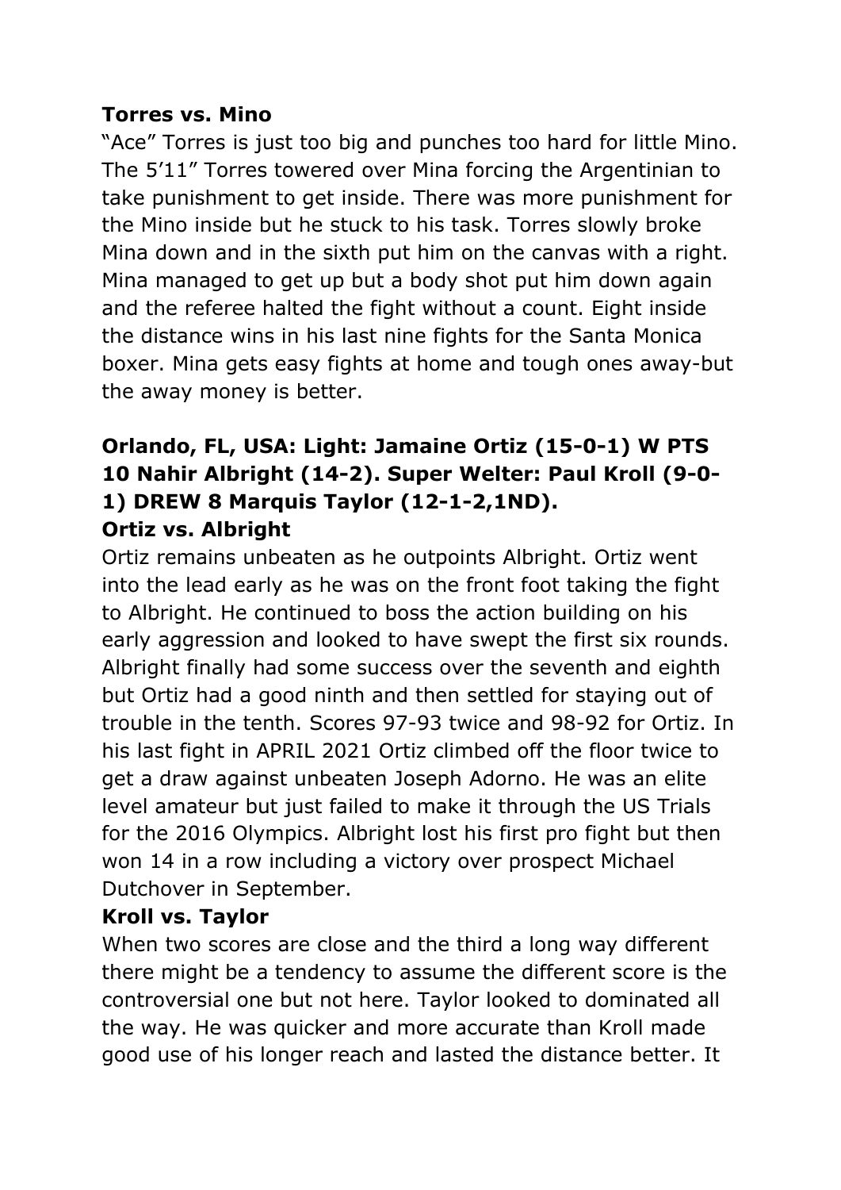**Torres vs. Mino**

"Ace" Torres is just too big and punches too hard for little Mino. The 5'11" Torres towered over Mina forcing the Argentinian to take punishment to get inside. There was more punishment for the Mino inside but he stuck to his task. Torres slowly broke Mina down and in the sixth put him on the canvas with a right. Mina managed to get up but a body shot put him down again and the referee halted the fight without a count. Eight inside the distance wins in his last nine fights for the Santa Monica boxer. Mina gets easy fights at home and tough ones away-but the away money is better.

**Orlando, FL, USA: Light: Jamaine Ortiz (15-0-1) W PTS 10 Nahir Albright (14-2). Super Welter: Paul Kroll (9-0-1) DREW 8 Marquis Taylor (12-1-2,1ND).**

**Ortiz vs. Albright**

Ortiz remains unbeaten as he outpoints Albright. Ortiz went into the lead early as he was on the front foot taking the fight to Albright. He continued to boss the action building on his early aggression and looked to have swept the first six rounds. Albright finally had some success over the seventh and eighth but Ortiz had a good ninth and then settled for staying out of trouble in the tenth. Scores 97-93 twice and 98-92 for Ortiz. In his last fight in APRIL 2021 Ortiz climbed off the floor twice to get a draw against unbeaten Joseph Adorno. He was an elite level amateur but just failed to make it through the US Trials for the 2016 Olympics. Albright lost his first pro fight but then won 14 in a row including a victory over prospect Michael Dutchover in September.

**Kroll vs. Taylor**

When two scores are close and the third a long way different there might be a tendency to assume the different score is the controversial one but not here. Taylor looked to dominated all the way. He was quicker and more accurate than Kroll made good use of his longer reach and lasted the distance better. It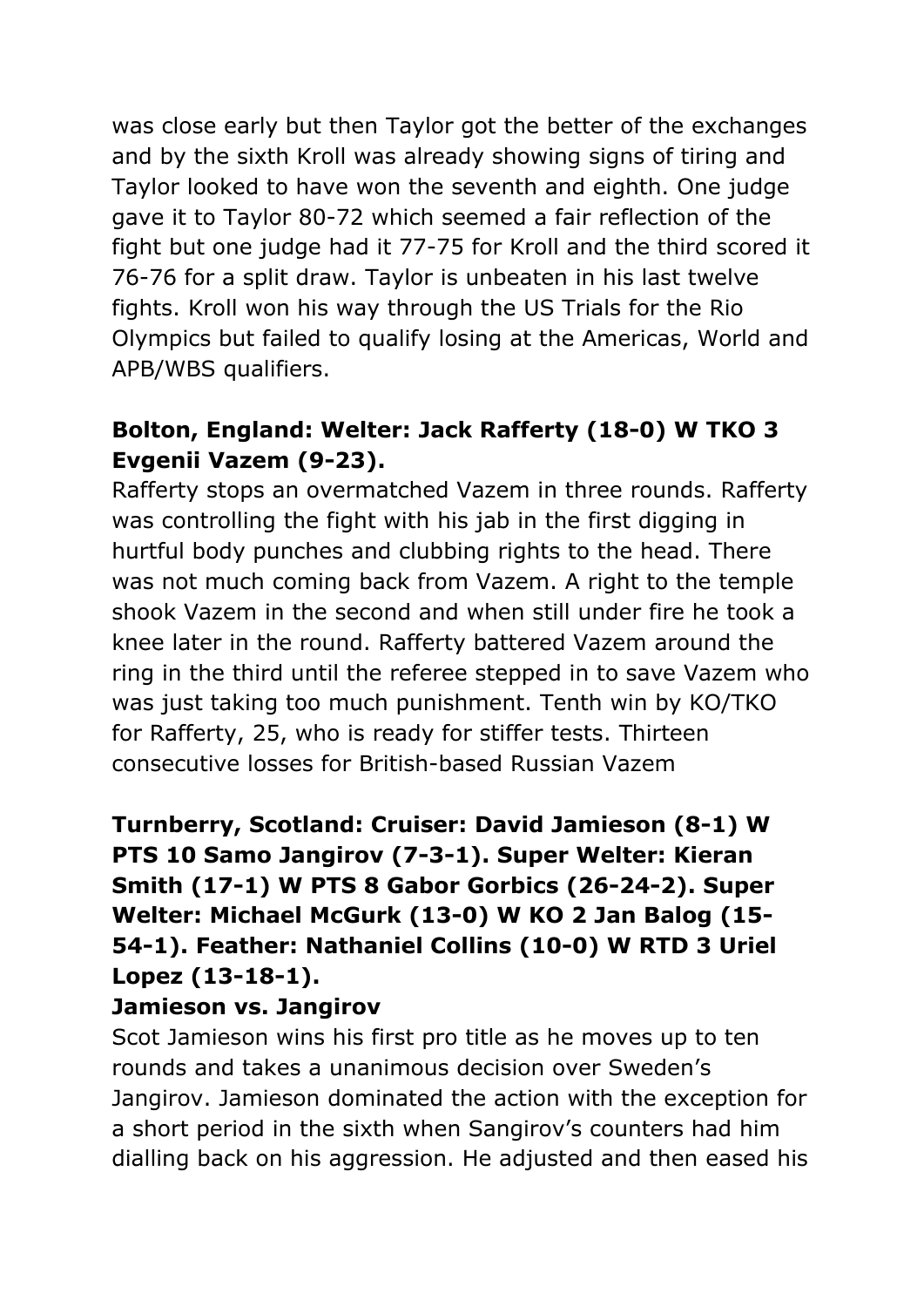was close early but then Taylor got the better of the exchanges and by the sixth Kroll was already showing signs of tiring and Taylor looked to have won the seventh and eighth. One judge gave it to Taylor 80-72 which seemed a fair reflection of the fight but one judge had it 77-75 for Kroll and the third scored it 76-76 for a split draw. Taylor is unbeaten in his last twelve fights. Kroll won his way through the US Trials for the Rio Olympics but failed to qualify losing at the Americas, World and APB/WBS qualifiers.

**Bolton, England: Welter: Jack Rafferty (18-0) W TKO 3 Evgenii Vazem (9-23).**

Rafferty stops an overmatched Vazem in three rounds. Rafferty was controlling the fight with his jab in the first digging in hurtful body punches and clubbing rights to the head. There was not much coming back from Vazem. A right to the temple shook Vazem in the second and when still under fire he took a knee later in the round. Rafferty battered Vazem around the ring in the third until the referee stepped in to save Vazem who was just taking too much punishment. Tenth win by KO/TKO for Rafferty, 25, who is ready for stiffer tests. Thirteen consecutive losses for British-based Russian Vazem

**Turnberry, Scotland: Cruiser: David Jamieson (8-1) W PTS 10 Samo Jangirov (7-3-1). Super Welter: Kieran Smith (17-1) W PTS 8 Gabor Gorbics (26-24-2). Super Welter: Michael McGurk (13-0) W KO 2 Jan Balog (15-54-1). Feather: Nathaniel Collins (10-0) W RTD 3 Uriel Lopez (13-18-1).**

**Jamieson vs. Jangirov**

Scot Jamieson wins his first pro title as he moves up to ten rounds and takes a unanimous decision over Sweden's Jangirov. Jamieson dominated the action with the exception for a short period in the sixth when Sangirov's counters had him dialling back on his aggression. He adjusted and then eased his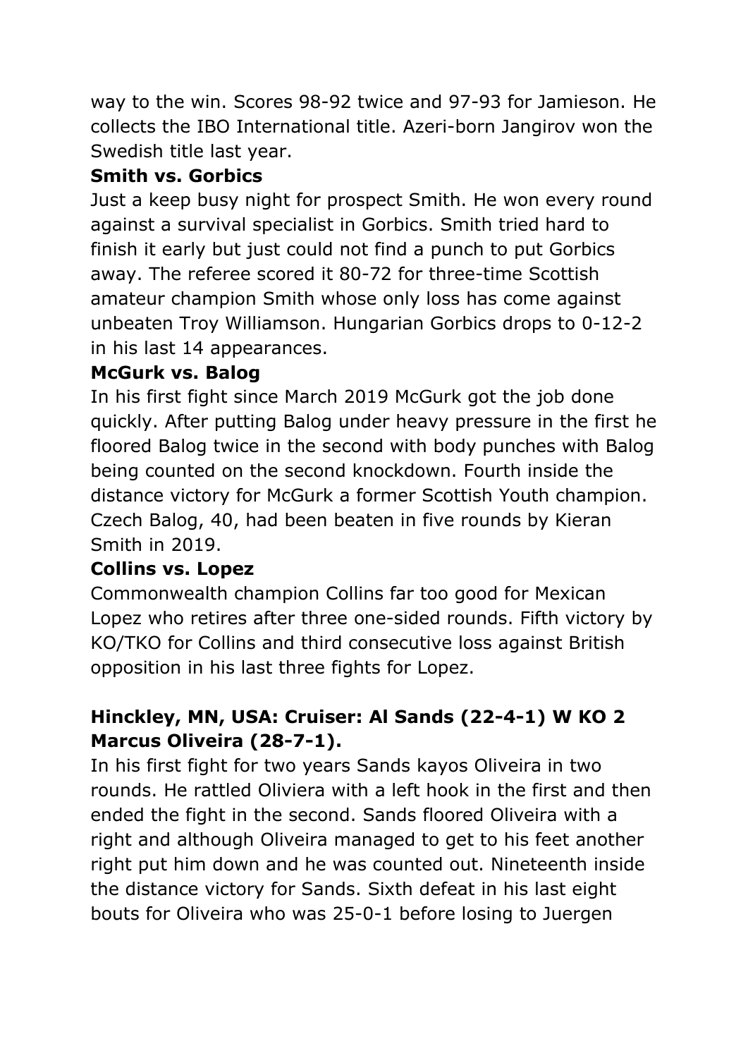way to the win. Scores 98-92 twice and 97-93 for Jamieson. He collects the IBO International title. Azeri-born Jangirov won the Swedish title last year.

**Smith vs. Gorbics**

Just a keep busy night for prospect Smith. He won every round against a survival specialist in Gorbics. Smith tried hard to finish it early but just could not find a punch to put Gorbics away. The referee scored it 80-72 for three-time Scottish amateur champion Smith whose only loss has come against unbeaten Troy Williamson. Hungarian Gorbics drops to 0-12-2 in his last 14 appearances.

**McGurk vs. Balog**

In his first fight since March 2019 McGurk got the job done quickly. After putting Balog under heavy pressure in the first he floored Balog twice in the second with body punches with Balog being counted on the second knockdown. Fourth inside the distance victory for McGurk a former Scottish Youth champion. Czech Balog, 40, had been beaten in five rounds by Kieran Smith in 2019.

**Collins vs. Lopez**

Commonwealth champion Collins far too good for Mexican Lopez who retires after three one-sided rounds. Fifth victory by KO/TKO for Collins and third consecutive loss against British opposition in his last three fights for Lopez.

**Hinckley, MN, USA: Cruiser: Al Sands (22-4-1) W KO 2 Marcus Oliveira (28-7-1).**

In his first fight for two years Sands kayos Oliveira in two rounds. He rattled Oliviera with a left hook in the first and then ended the fight in the second. Sands floored Oliveira with a right and although Oliveira managed to get to his feet another right put him down and he was counted out. Nineteenth inside the distance victory for Sands. Sixth defeat in his last eight bouts for Oliveira who was 25-0-1 before losing to Juergen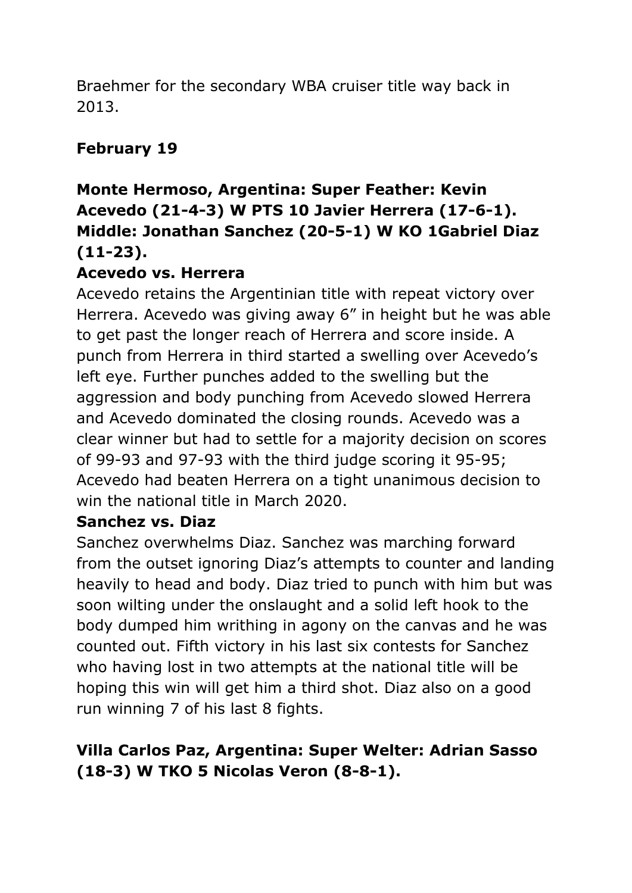Braehmer for the secondary WBA cruiser title way back in 2013.

**February 19**

**Monte Hermoso, Argentina: Super Feather: Kevin Acevedo (21-4-3) W PTS 10 Javier Herrera (17-6-1). Middle: Jonathan Sanchez (20-5-1) W KO 1Gabriel Diaz (11-23).**

**Acevedo vs. Herrera**

Acevedo retains the Argentinian title with repeat victory over Herrera. Acevedo was giving away 6" in height but he was able to get past the longer reach of Herrera and score inside. A punch from Herrera in third started a swelling over Acevedo's left eye. Further punches added to the swelling but the aggression and body punching from Acevedo slowed Herrera and Acevedo dominated the closing rounds. Acevedo was a clear winner but had to settle for a majority decision on scores of 99-93 and 97-93 with the third judge scoring it 95-95; Acevedo had beaten Herrera on a tight unanimous decision to win the national title in March 2020.

**Sanchez vs. Diaz**

Sanchez overwhelms Diaz. Sanchez was marching forward from the outset ignoring Diaz's attempts to counter and landing heavily to head and body. Diaz tried to punch with him but was soon wilting under the onslaught and a solid left hook to the body dumped him writhing in agony on the canvas and he was counted out. Fifth victory in his last six contests for Sanchez who having lost in two attempts at the national title will be hoping this win will get him a third shot. Diaz also on a good run winning 7 of his last 8 fights.

**Villa Carlos Paz, Argentina: Super Welter: Adrian Sasso (18-3) W TKO 5 Nicolas Veron (8-8-1).**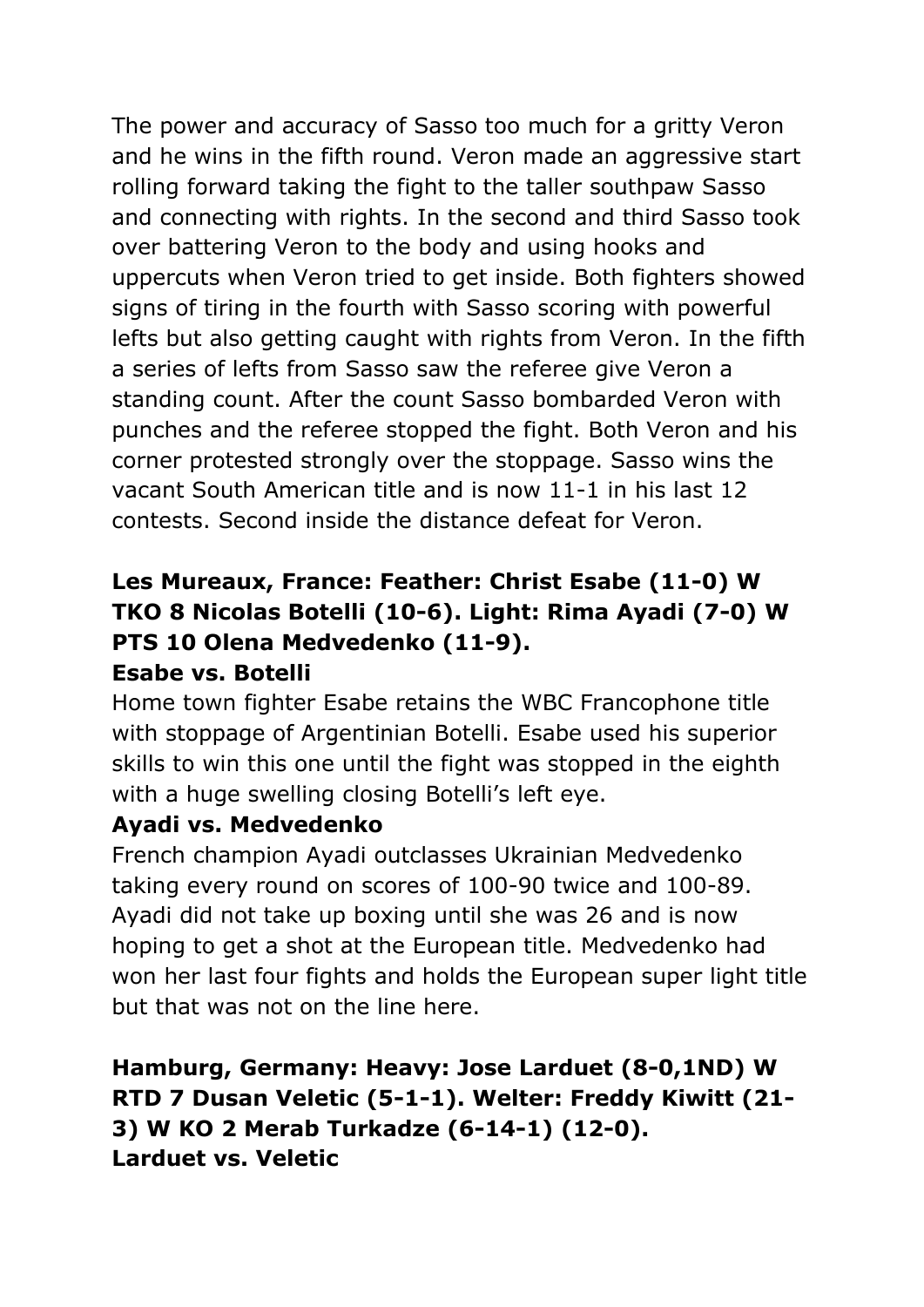The power and accuracy of Sasso too much for a gritty Veron and he wins in the fifth round. Veron made an aggressive start rolling forward taking the fight to the taller southpaw Sasso and connecting with rights. In the second and third Sasso took over battering Veron to the body and using hooks and uppercuts when Veron tried to get inside. Both fighters showed signs of tiring in the fourth with Sasso scoring with powerful lefts but also getting caught with rights from Veron. In the fifth a series of lefts from Sasso saw the referee give Veron a standing count. After the count Sasso bombarded Veron with punches and the referee stopped the fight. Both Veron and his corner protested strongly over the stoppage. Sasso wins the vacant South American title and is now 11-1 in his last 12 contests. Second inside the distance defeat for Veron.

**Les Mureaux, France: Feather: Christ Esabe (11-0) W TKO 8 Nicolas Botelli (10-6). Light: Rima Ayadi (7-0) W PTS 10 Olena Medvedenko (11-9).**

**Esabe vs. Botelli**

Home town fighter Esabe retains the WBC Francophone title with stoppage of Argentinian Botelli. Esabe used his superior skills to win this one until the fight was stopped in the eighth with a huge swelling closing Botelli's left eye.

**Ayadi vs. Medvedenko**

French champion Ayadi outclasses Ukrainian Medvedenko taking every round on scores of 100-90 twice and 100-89. Ayadi did not take up boxing until she was 26 and is now hoping to get a shot at the European title. Medvedenko had won her last four fights and holds the European super light title but that was not on the line here.

**Hamburg, Germany: Heavy: Jose Larduet (8-0,1ND) W RTD 7 Dusan Veletic (5-1-1). Welter: Freddy Kiwitt (21-3) W KO 2 Merab Turkadze (6-14-1) (12-0).**

**Larduet vs. Veletic**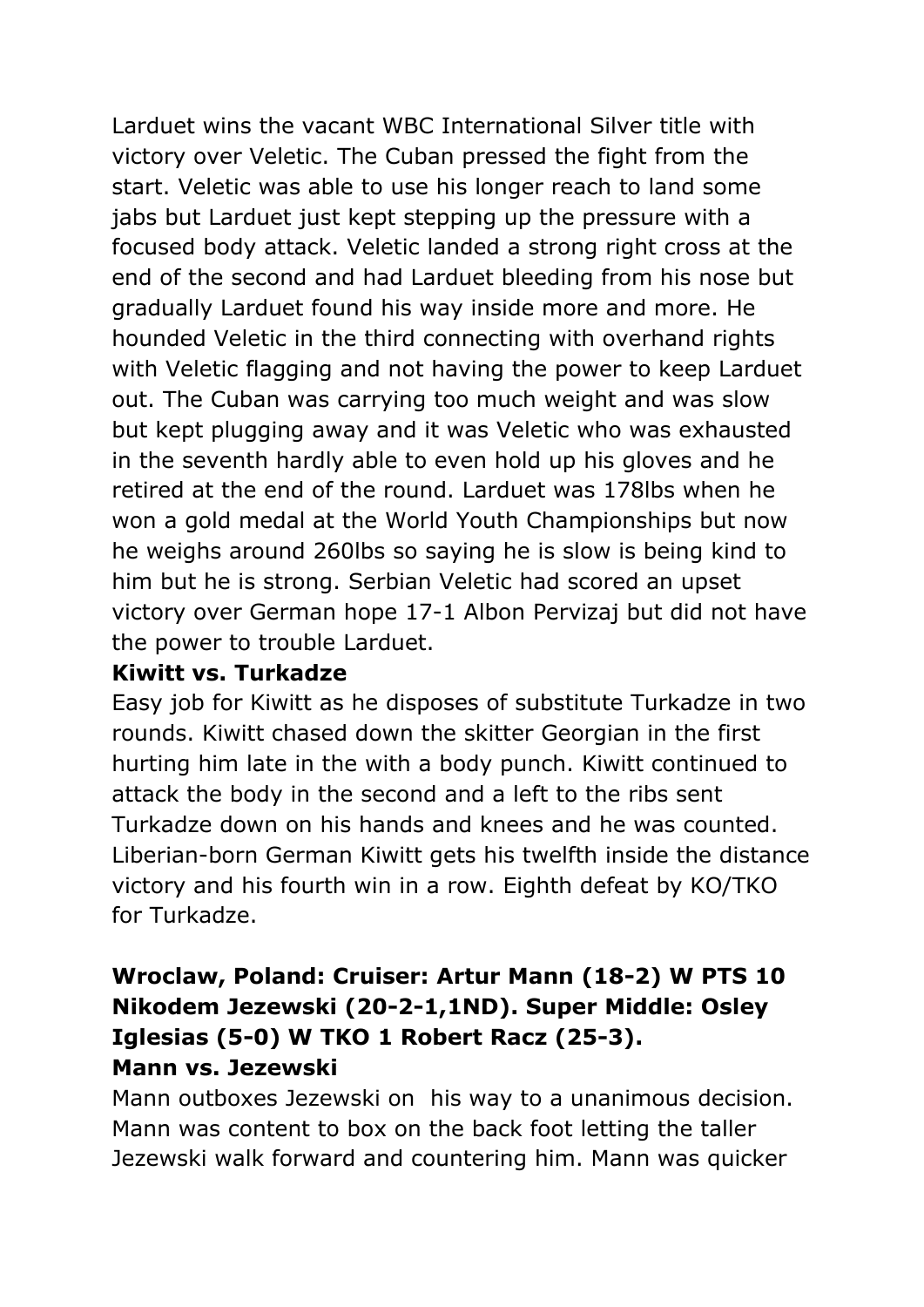Larduet wins the vacant WBC International Silver title with victory over Veletic. The Cuban pressed the fight from the start. Veletic was able to use his longer reach to land some jabs but Larduet just kept stepping up the pressure with a focused body attack. Veletic landed a strong right cross at the end of the second and had Larduet bleeding from his nose but gradually Larduet found his way inside more and more. He hounded Veletic in the third connecting with overhand rights with Veletic flagging and not having the power to keep Larduet out. The Cuban was carrying too much weight and was slow but kept plugging away and it was Veletic who was exhausted in the seventh hardly able to even hold up his gloves and he retired at the end of the round. Larduet was 178lbs when he won a gold medal at the World Youth Championships but now he weighs around 260lbs so saying he is slow is being kind to him but he is strong. Serbian Veletic had scored an upset victory over German hope 17-1 Albon Pervizaj but did not have the power to trouble Larduet.

**Kiwitt vs. Turkadze**

Easy job for Kiwitt as he disposes of substitute Turkadze in two rounds. Kiwitt chased down the skitter Georgian in the first hurting him late in the with a body punch. Kiwitt continued to attack the body in the second and a left to the ribs sent Turkadze down on his hands and knees and he was counted. Liberian-born German Kiwitt gets his twelfth inside the distance victory and his fourth win in a row. Eighth defeat by KO/TKO for Turkadze.

**Wroclaw, Poland: Cruiser: Artur Mann (18-2) W PTS 10 Nikodem Jezewski (20-2-1,1ND). Super Middle: Osley Iglesias (5-0) W TKO 1 Robert Racz (25-3).**

**Mann vs. Jezewski**

Mann outboxes Jezewski on his way to a unanimous decision. Mann was content to box on the back foot letting the taller Jezewski walk forward and countering him. Mann was quicker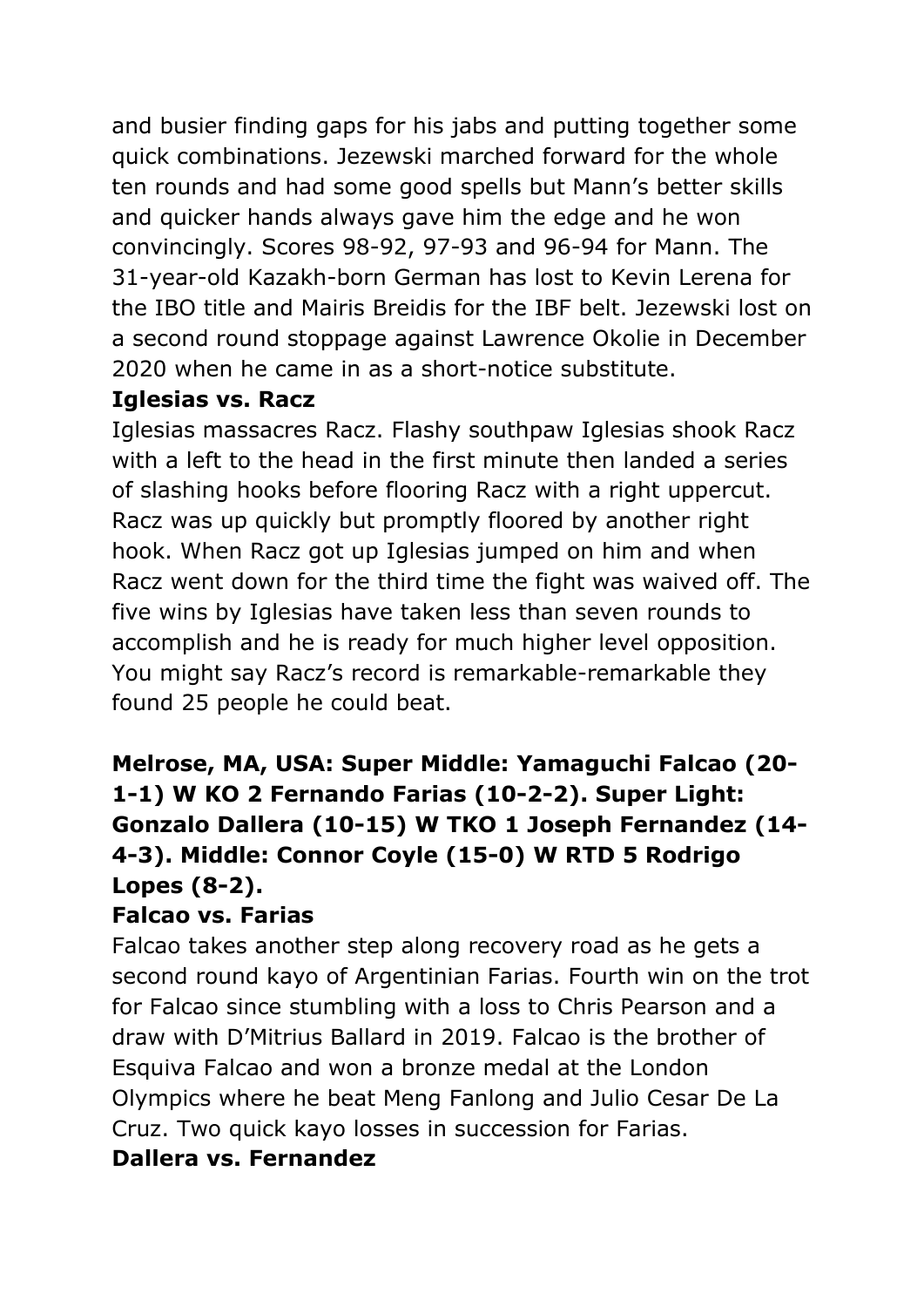and busier finding gaps for his jabs and putting together some quick combinations. Jezewski marched forward for the whole ten rounds and had some good spells but Mann's better skills and quicker hands always gave him the edge and he won convincingly. Scores 98-92, 97-93 and 96-94 for Mann. The 31-year-old Kazakh-born German has lost to Kevin Lerena for the IBO title and Mairis Breidis for the IBF belt. Jezewski lost on a second round stoppage against Lawrence Okolie in December 2020 when he came in as a short-notice substitute.

**Iglesias vs. Racz**

Iglesias massacres Racz. Flashy southpaw Iglesias shook Racz with a left to the head in the first minute then landed a series of slashing hooks before flooring Racz with a right uppercut. Racz was up quickly but promptly floored by another right hook. When Racz got up Iglesias jumped on him and when Racz went down for the third time the fight was waived off. The five wins by Iglesias have taken less than seven rounds to accomplish and he is ready for much higher level opposition. You might say Racz's record is remarkable-remarkable they found 25 people he could beat.

**Melrose, MA, USA: Super Middle: Yamaguchi Falcao (20-1-1) W KO 2 Fernando Farias (10-2-2). Super Light: Gonzalo Dallera (10-15) W TKO 1 Joseph Fernandez (14-4-3). Middle: Connor Coyle (15-0) W RTD 5 Rodrigo Lopes (8-2).**

**Falcao vs. Farias**

Falcao takes another step along recovery road as he gets a second round kayo of Argentinian Farias. Fourth win on the trot for Falcao since stumbling with a loss to Chris Pearson and a draw with D'Mitrius Ballard in 2019. Falcao is the brother of Esquiva Falcao and won a bronze medal at the London Olympics where he beat Meng Fanlong and Julio Cesar De La Cruz. Two quick kayo losses in succession for Farias.

**Dallera vs. Fernandez**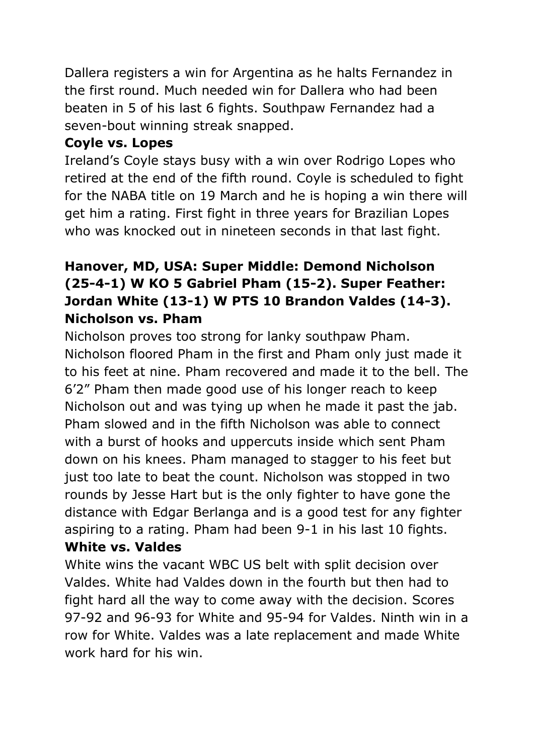Dallera registers a win for Argentina as he halts Fernandez in the first round. Much needed win for Dallera who had been beaten in 5 of his last 6 fights. Southpaw Fernandez had a seven-bout winning streak snapped.

**Coyle vs. Lopes**

Ireland's Coyle stays busy with a win over Rodrigo Lopes who retired at the end of the fifth round. Coyle is scheduled to fight for the NABA title on 19 March and he is hoping a win there will get him a rating. First fight in three years for Brazilian Lopes who was knocked out in nineteen seconds in that last fight.

**Hanover, MD, USA: Super Middle: Demond Nicholson (25-4-1) W KO 5 Gabriel Pham (15-2). Super Feather: Jordan White (13-1) W PTS 10 Brandon Valdes (14-3).**

**Nicholson vs. Pham**

Nicholson proves too strong for lanky southpaw Pham. Nicholson floored Pham in the first and Pham only just made it to his feet at nine. Pham recovered and made it to the bell. The 6'2" Pham then made good use of his longer reach to keep Nicholson out and was tying up when he made it past the jab. Pham slowed and in the fifth Nicholson was able to connect with a burst of hooks and uppercuts inside which sent Pham down on his knees. Pham managed to stagger to his feet but just too late to beat the count. Nicholson was stopped in two rounds by Jesse Hart but is the only fighter to have gone the distance with Edgar Berlanga and is a good test for any fighter aspiring to a rating. Pham had been 9-1 in his last 10 fights.

**White vs. Valdes**

White wins the vacant WBC US belt with split decision over Valdes. White had Valdes down in the fourth but then had to fight hard all the way to come away with the decision. Scores 97-92 and 96-93 for White and 95-94 for Valdes. Ninth win in a row for White. Valdes was a late replacement and made White work hard for his win.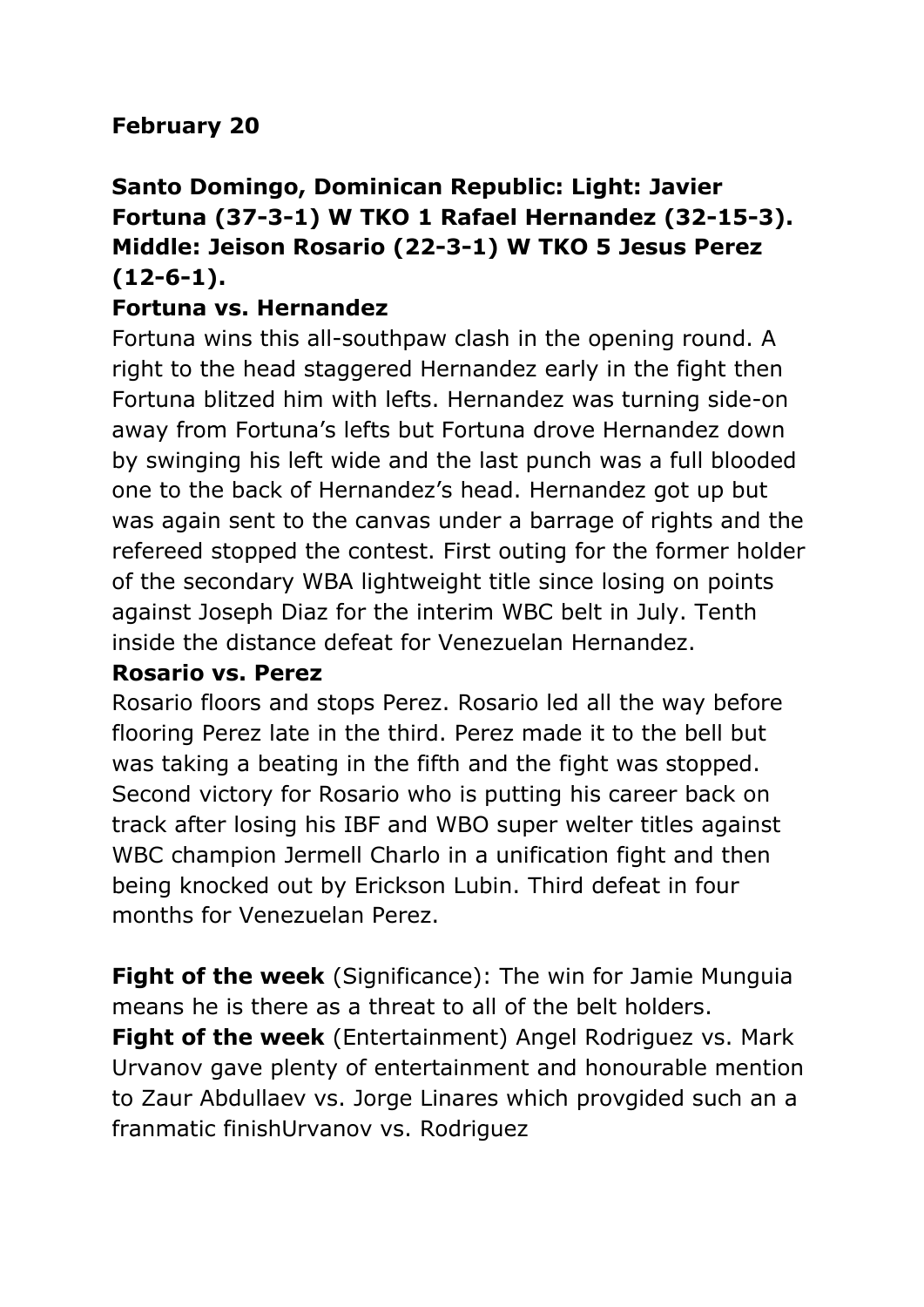**February 20**

**Santo Domingo, Dominican Republic: Light: Javier Fortuna (37-3-1) W TKO 1 Rafael Hernandez (32-15-3). Middle: Jeison Rosario (22-3-1) W TKO 5 Jesus Perez (12-6-1).**

**Fortuna vs. Hernandez**

Fortuna wins this all-southpaw clash in the opening round. A right to the head staggered Hernandez early in the fight then Fortuna blitzed him with lefts. Hernandez was turning side-on away from Fortuna's lefts but Fortuna drove Hernandez down by swinging his left wide and the last punch was a full blooded one to the back of Hernandez's head. Hernandez got up but was again sent to the canvas under a barrage of rights and the refereed stopped the contest. First outing for the former holder of the secondary WBA lightweight title since losing on points against Joseph Diaz for the interim WBC belt in July. Tenth inside the distance defeat for Venezuelan Hernandez.

**Rosario vs. Perez**

Rosario floors and stops Perez. Rosario led all the way before flooring Perez late in the third. Perez made it to the bell but was taking a beating in the fifth and the fight was stopped. Second victory for Rosario who is putting his career back on track after losing his IBF and WBO super welter titles against WBC champion Jermell Charlo in a unification fight and then being knocked out by Erickson Lubin. Third defeat in four months for Venezuelan Perez.

**Fight of the week** (Significance): The win for Jamie Munguia means he is there as a threat to all of the belt holders.
**Fight of the week** (Entertainment) Angel Rodriguez vs. Mark Urvanov gave plenty of entertainment and honourable mention to Zaur Abdullaev vs. Jorge Linares which provgided such an a franmatic finishUrvanov vs. Rodriguez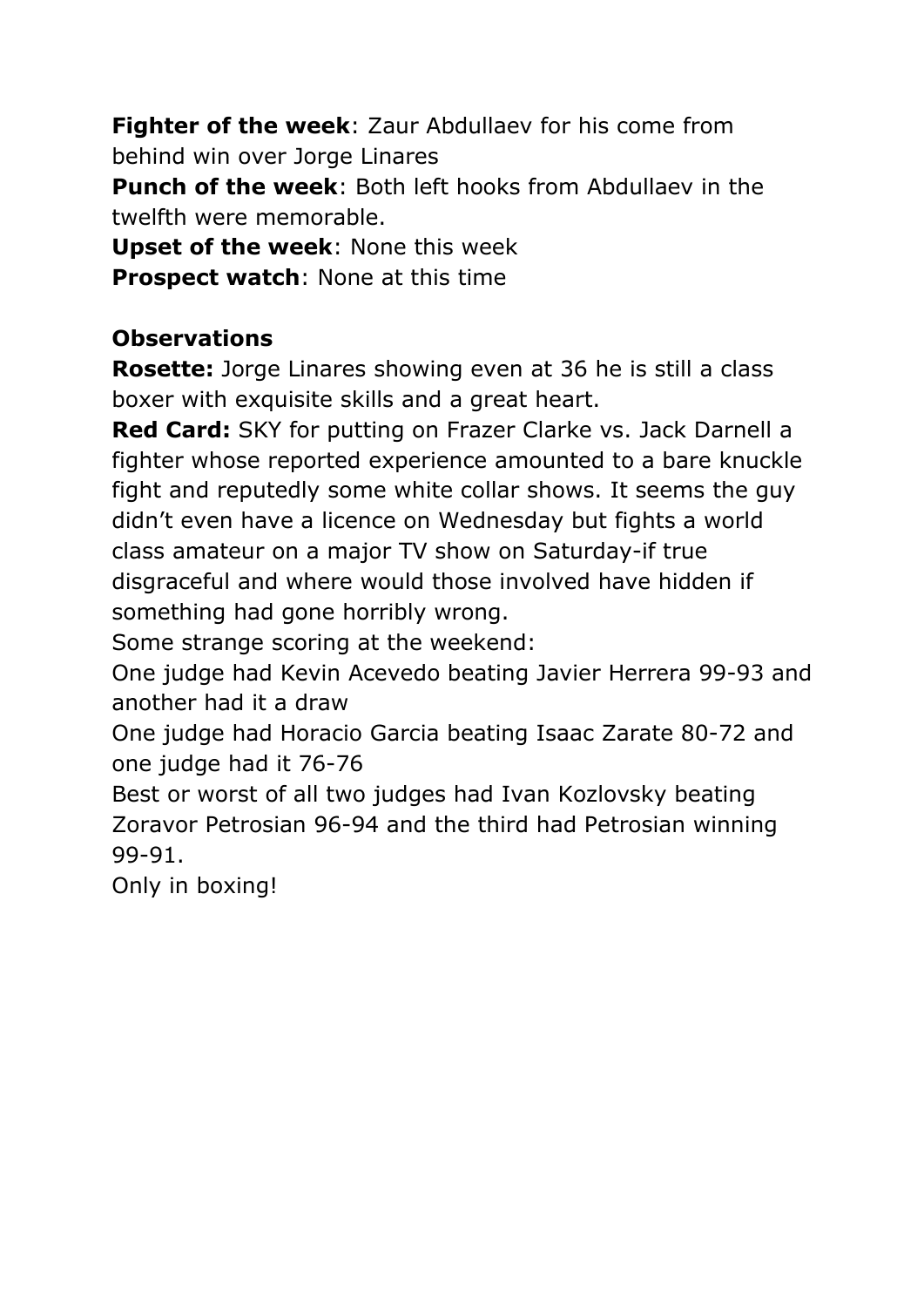**Fighter of the week**: Zaur Abdullaev for his come from behind win over Jorge Linares

**Punch of the week**: Both left hooks from Abdullaev in the twelfth were memorable.

**Upset of the week**: None this week

**Prospect watch**: None at this time

**Observations**

**Rosette:** Jorge Linares showing even at 36 he is still a class boxer with exquisite skills and a great heart.

**Red Card:** SKY for putting on Frazer Clarke vs. Jack Darnell a fighter whose reported experience amounted to a bare knuckle fight and reputedly some white collar shows. It seems the guy didn't even have a licence on Wednesday but fights a world class amateur on a major TV show on Saturday-if true disgraceful and where would those involved have hidden if something had gone horribly wrong.

Some strange scoring at the weekend:

One judge had Kevin Acevedo beating Javier Herrera 99-93 and another had it a draw

One judge had Horacio Garcia beating Isaac Zarate 80-72 and one judge had it 76-76

Best or worst of all two judges had Ivan Kozlovsky beating Zoravor Petrosian 96-94 and the third had Petrosian winning 99-91.

Only in boxing!